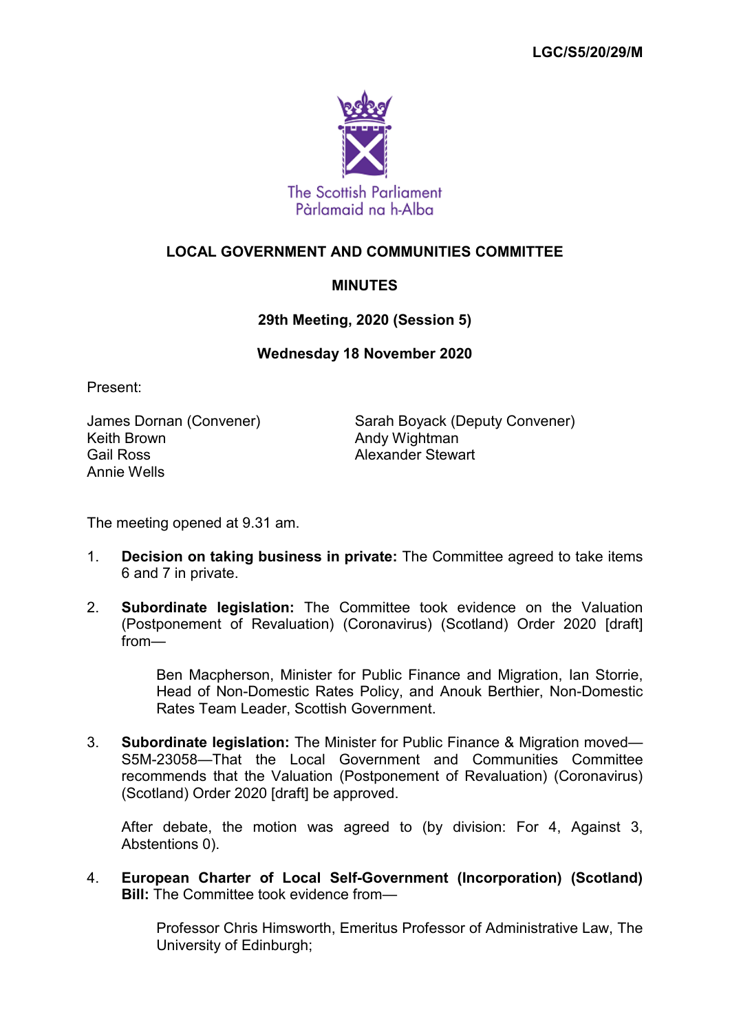LGC/S5/20/29/M

The Scottish Parliament
Pàrlamaid na h-Alba

# LOCAL GOVERNMENT AND COMMUNITIES COMMITTEE

## MINUTES

### 29th Meeting, 2020 (Session 5)

### Wednesday 18 November 2020

Present:

James Dornan (Convener)
Sarah Boyack (Deputy Convener)
Keith Brown
Andy Wightman
Gail Ross
Alexander Stewart
Annie Wells

The meeting opened at 9.31 am.

1. **Decision on taking business in private:** The Committee agreed to take items 6 and 7 in private.

2. **Subordinate legislation:** The Committee took evidence on the Valuation (Postponement of Revaluation) (Coronavirus) (Scotland) Order 2020 [draft] from—

   Ben Macpherson, Minister for Public Finance and Migration, Ian Storrie, Head of Non-Domestic Rates Policy, and Anouk Berthier, Non-Domestic Rates Team Leader, Scottish Government.

3. **Subordinate legislation:** The Minister for Public Finance & Migration moved—S5M-23058—That the Local Government and Communities Committee recommends that the Valuation (Postponement of Revaluation) (Coronavirus) (Scotland) Order 2020 [draft] be approved.

   After debate, the motion was agreed to (by division: For 4, Against 3, Abstentions 0).

4. **European Charter of Local Self-Government (Incorporation) (Scotland) Bill:** The Committee took evidence from—

   Professor Chris Himsworth, Emeritus Professor of Administrative Law, The University of Edinburgh;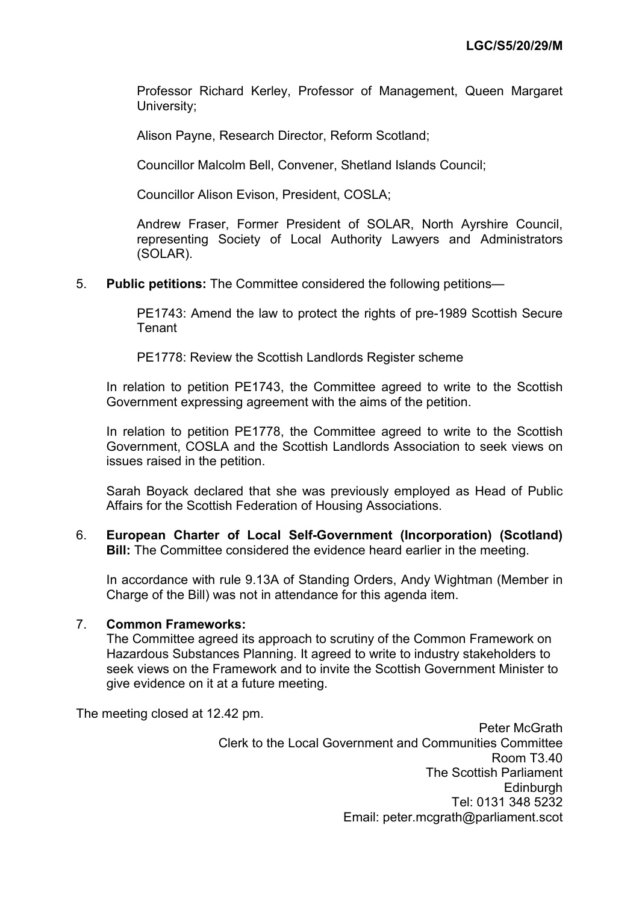Professor Richard Kerley, Professor of Management, Queen Margaret University;

Alison Payne, Research Director, Reform Scotland;

Councillor Malcolm Bell, Convener, Shetland Islands Council;

Councillor Alison Evison, President, COSLA;

Andrew Fraser, Former President of SOLAR, North Ayrshire Council, representing Society of Local Authority Lawyers and Administrators (SOLAR).

5. **Public petitions:** The Committee considered the following petitions—

   PE1743: Amend the law to protect the rights of pre-1989 Scottish Secure Tenant

   PE1778: Review the Scottish Landlords Register scheme

   In relation to petition PE1743, the Committee agreed to write to the Scottish Government expressing agreement with the aims of the petition.

   In relation to petition PE1778, the Committee agreed to write to the Scottish Government, COSLA and the Scottish Landlords Association to seek views on issues raised in the petition.

   Sarah Boyack declared that she was previously employed as Head of Public Affairs for the Scottish Federation of Housing Associations.

6. **European Charter of Local Self-Government (Incorporation) (Scotland) Bill:** The Committee considered the evidence heard earlier in the meeting.

   In accordance with rule 9.13A of Standing Orders, Andy Wightman (Member in Charge of the Bill) was not in attendance for this agenda item.

7. **Common Frameworks:**
   The Committee agreed its approach to scrutiny of the Common Framework on Hazardous Substances Planning. It agreed to write to industry stakeholders to seek views on the Framework and to invite the Scottish Government Minister to give evidence on it at a future meeting.

The meeting closed at 12.42 pm.

Peter McGrath
Clerk to the Local Government and Communities Committee
Room T3.40
The Scottish Parliament
Edinburgh
Tel: 0131 348 5232
Email: peter.mcgrath@parliament.scot